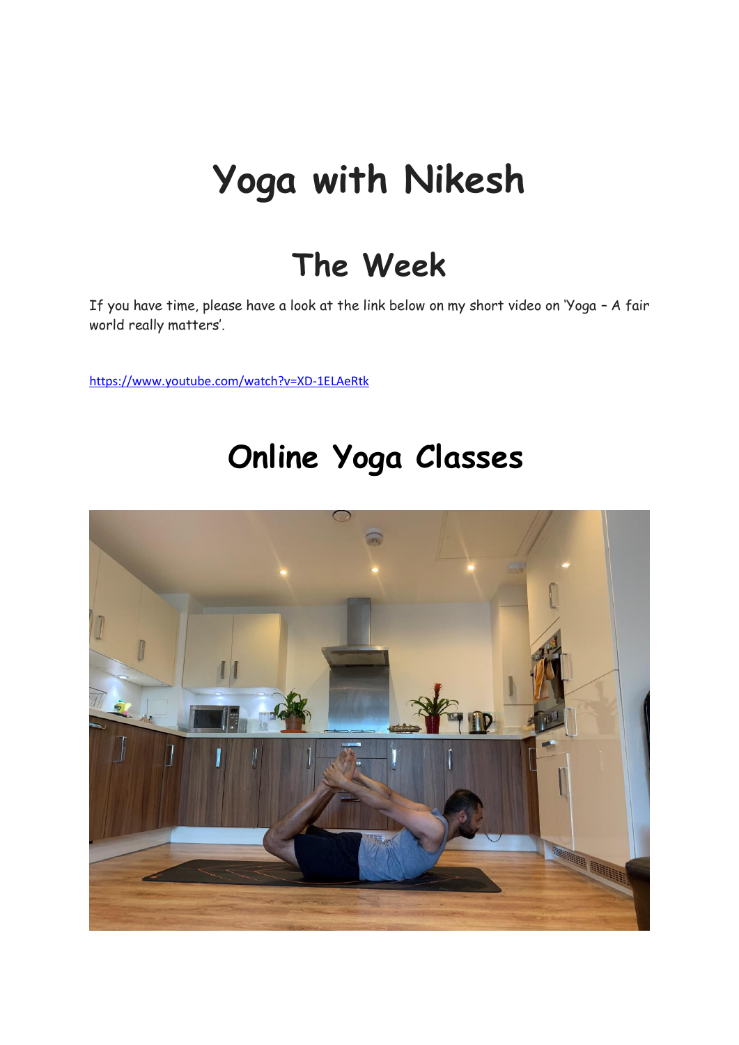# Yoga with Nikesh

## The Week

If you have time, please have a look at the link below on my short video on 'Yoga – A fair world really matters'.

https://www.youtube.com/watch?v=XD-1ELAeRtk

## Online Yoga Classes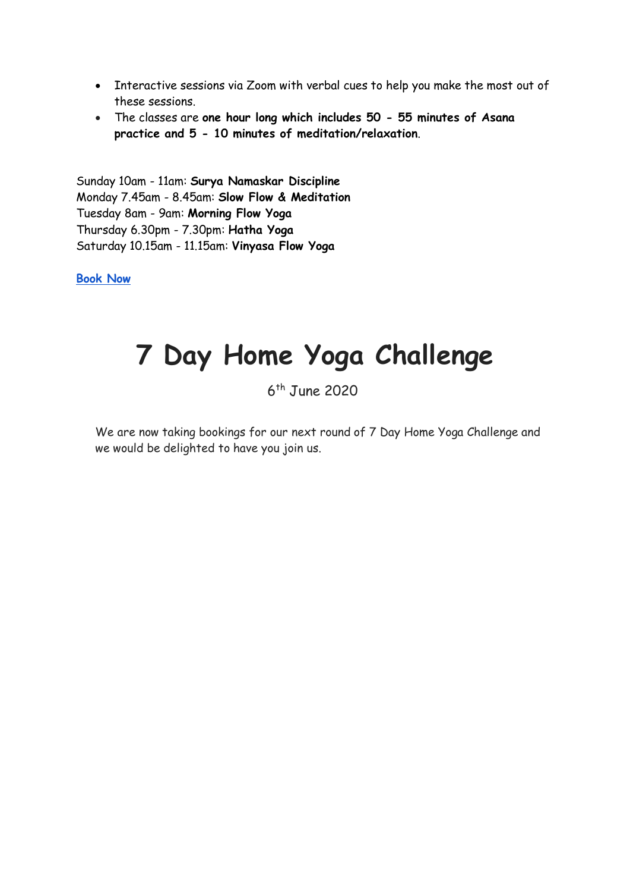- Interactive sessions via Zoom with verbal cues to help you make the most out of these sessions.
- The classes are **one hour long which includes 50 - 55 minutes of Asana practice and 5 - 10 minutes of meditation/relaxation**.

Sunday 10am - 11am: **Surya Namaskar Discipline**
Monday 7.45am - 8.45am: **Slow Flow & Meditation**
Tuesday 8am - 9am: **Morning Flow Yoga**
Thursday 6.30pm - 7.30pm: **Hatha Yoga**
Saturday 10.15am - 11.15am: **Vinyasa Flow Yoga**

**Book Now**

# 7 Day Home Yoga Challenge

6th June 2020

We are now taking bookings for our next round of 7 Day Home Yoga Challenge and we would be delighted to have you join us.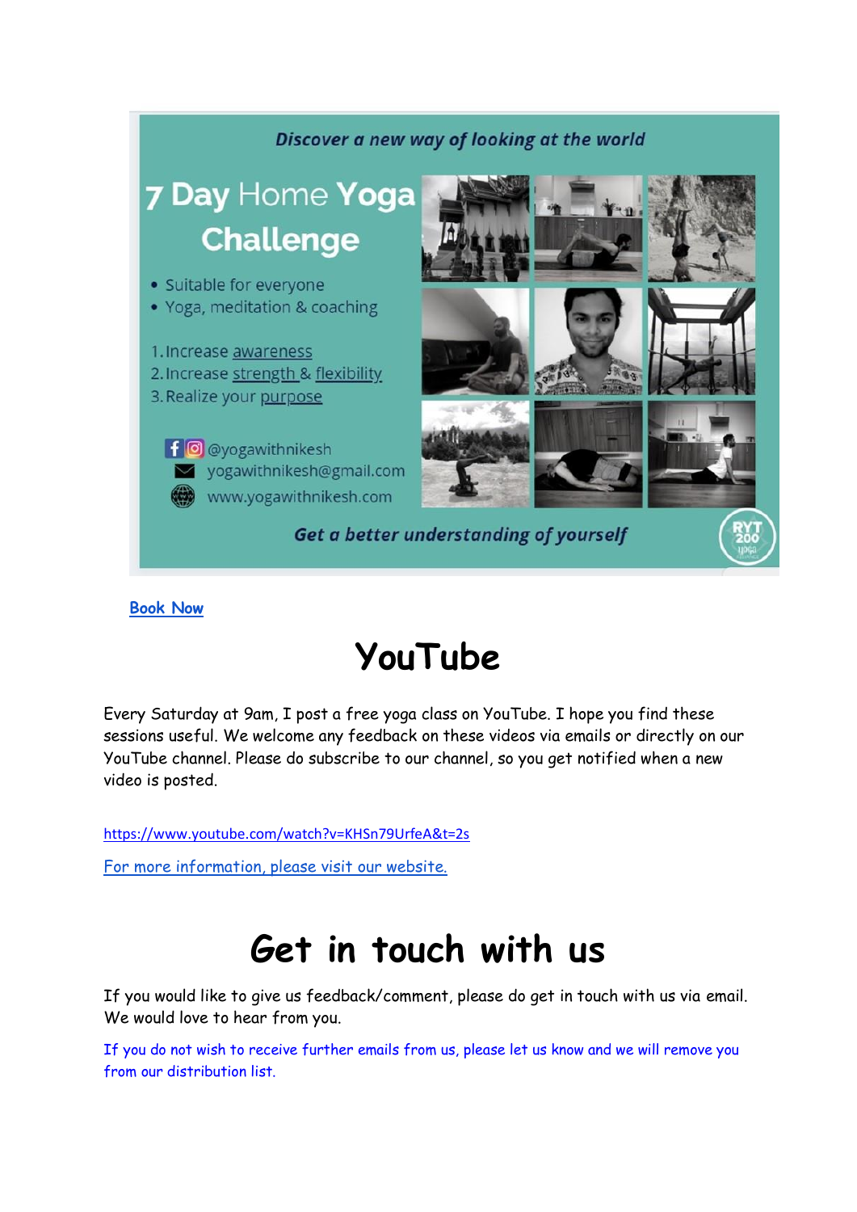Discover a new way of looking at the world

# 7 Day Home Yoga Challenge

- Suitable for everyone
- Yoga, meditation & coaching

1. Increase awareness
2. Increase strength & flexibility
3. Realize your purpose

@yogawithnikesh
yogawithnikesh@gmail.com
www.yogawithnikesh.com

Get a better understanding of yourself

RYT 200 yoga

[Book Now]

# YouTube

Every Saturday at 9am, I post a free yoga class on YouTube. I hope you find these sessions useful. We welcome any feedback on these videos via emails or directly on our YouTube channel. Please do subscribe to our channel, so you get notified when a new video is posted.

https://www.youtube.com/watch?v=KHSn79UrfeA&t=2s

For more information, please visit our website.

# Get in touch with us

If you would like to give us feedback/comment, please do get in touch with us via email. We would love to hear from you.

If you do not wish to receive further emails from us, please let us know and we will remove you from our distribution list.